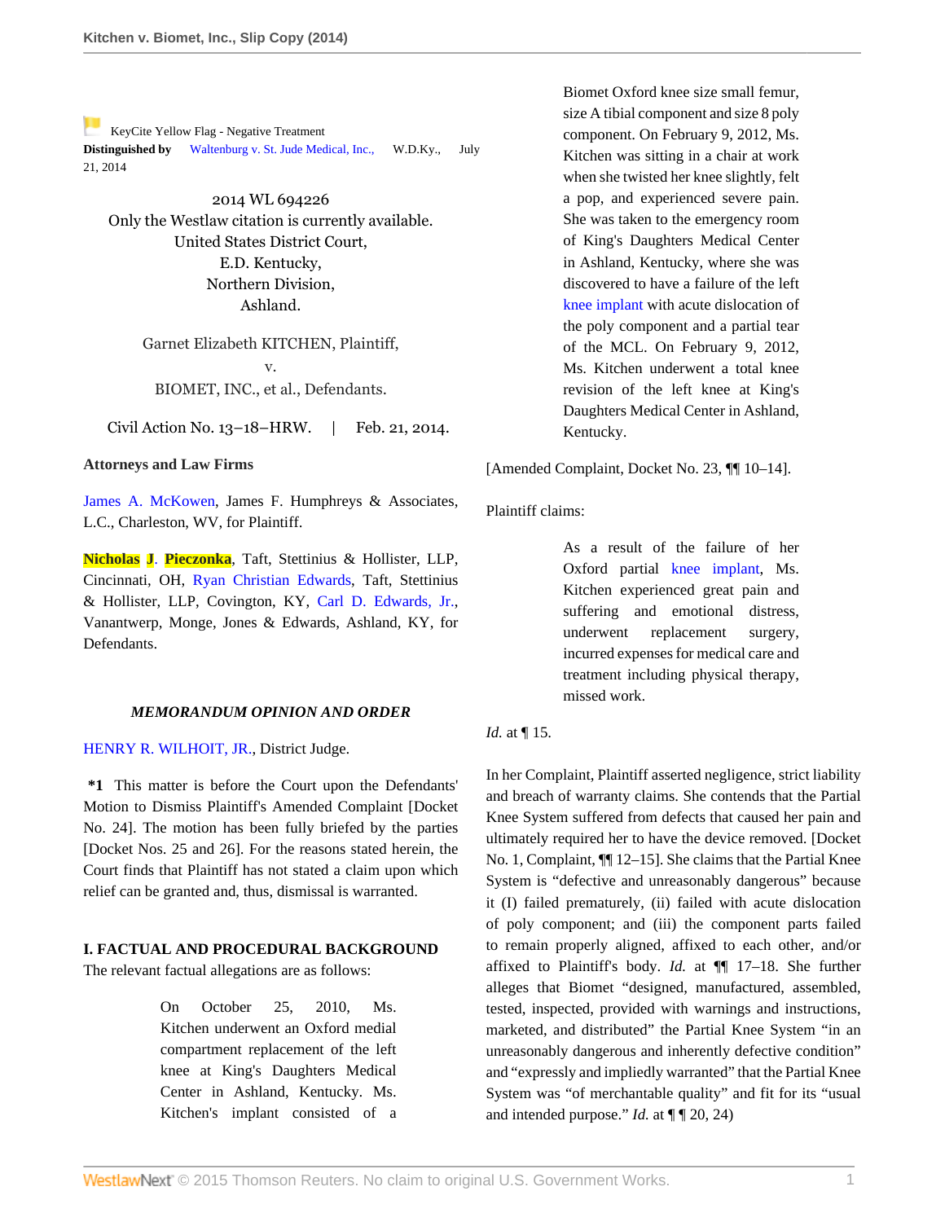KeyCite Yellow Flag - Negative Treatment

**Distinguished by** Waltenburg v. St. Jude Medical, Inc., W.D.Ky., July 21, 2014

2014 WL 694226

Only the Westlaw citation is currently available.

United States District Court,
E.D. Kentucky,
Northern Division,
Ashland.

Garnet Elizabeth KITCHEN, Plaintiff,
v.
BIOMET, INC., et al., Defendants.

Civil Action No. 13–18–HRW. | Feb. 21, 2014.

**Attorneys and Law Firms**

James A. McKowen, James F. Humphreys & Associates, L.C., Charleston, WV, for Plaintiff.

Nicholas J. Pieczonka, Taft, Stettinius & Hollister, LLP, Cincinnati, OH, Ryan Christian Edwards, Taft, Stettinius & Hollister, LLP, Covington, KY, Carl D. Edwards, Jr., Vanantwerp, Monge, Jones & Edwards, Ashland, KY, for Defendants.

***MEMORANDUM OPINION AND ORDER***

HENRY R. WILHOIT, JR., District Judge.

**\*1** This matter is before the Court upon the Defendants' Motion to Dismiss Plaintiff's Amended Complaint [Docket No. 24]. The motion has been fully briefed by the parties [Docket Nos. 25 and 26]. For the reasons stated herein, the Court finds that Plaintiff has not stated a claim upon which relief can be granted and, thus, dismissal is warranted.

**I. FACTUAL AND PROCEDURAL BACKGROUND**

The relevant factual allegations are as follows:

> On October 25, 2010, Ms. Kitchen underwent an Oxford medial compartment replacement of the left knee at King's Daughters Medical Center in Ashland, Kentucky. Ms. Kitchen's implant consisted of a Biomet Oxford knee size small femur, size A tibial component and size 8 poly component. On February 9, 2012, Ms. Kitchen was sitting in a chair at work when she twisted her knee slightly, felt a pop, and experienced severe pain. She was taken to the emergency room of King's Daughters Medical Center in Ashland, Kentucky, where she was discovered to have a failure of the left knee implant with acute dislocation of the poly component and a partial tear of the MCL. On February 9, 2012, Ms. Kitchen underwent a total knee revision of the left knee at King's Daughters Medical Center in Ashland, Kentucky.

[Amended Complaint, Docket No. 23, ¶¶ 10–14].

Plaintiff claims:

> As a result of the failure of her Oxford partial knee implant, Ms. Kitchen experienced great pain and suffering and emotional distress, underwent replacement surgery, incurred expenses for medical care and treatment including physical therapy, missed work.

*Id.* at ¶ 15.

In her Complaint, Plaintiff asserted negligence, strict liability and breach of warranty claims. She contends that the Partial Knee System suffered from defects that caused her pain and ultimately required her to have the device removed. [Docket No. 1, Complaint, ¶¶ 12–15]. She claims that the Partial Knee System is "defective and unreasonably dangerous" because it (I) failed prematurely, (ii) failed with acute dislocation of poly component; and (iii) the component parts failed to remain properly aligned, affixed to each other, and/or affixed to Plaintiff's body. *Id.* at ¶¶ 17–18. She further alleges that Biomet "designed, manufactured, assembled, tested, inspected, provided with warnings and instructions, marketed, and distributed" the Partial Knee System "in an unreasonably dangerous and inherently defective condition" and "expressly and impliedly warranted" that the Partial Knee System was "of merchantable quality" and fit for its "usual and intended purpose." *Id.* at ¶ ¶ 20, 24)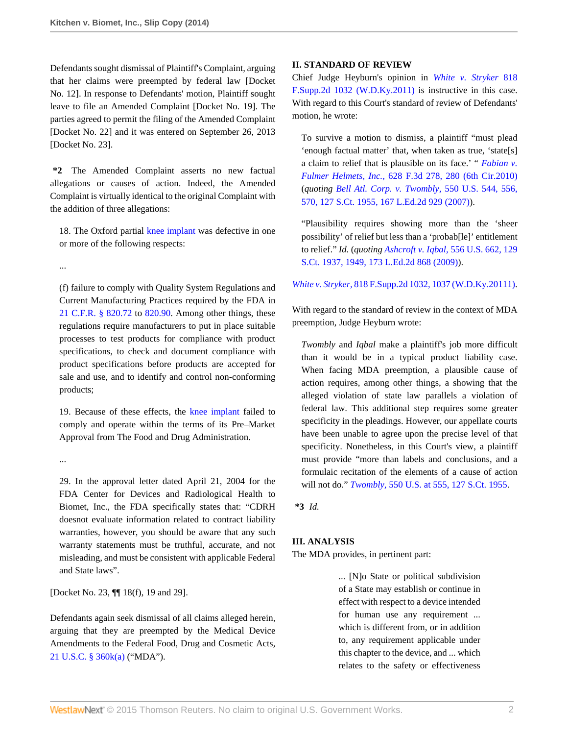Defendants sought dismissal of Plaintiff's Complaint, arguing that her claims were preempted by federal law [Docket No. 12]. In response to Defendants' motion, Plaintiff sought leave to file an Amended Complaint [Docket No. 19]. The parties agreed to permit the filing of the Amended Complaint [Docket No. 22] and it was entered on September 26, 2013 [Docket No. 23].

**\*2** The Amended Complaint asserts no new factual allegations or causes of action. Indeed, the Amended Complaint is virtually identical to the original Complaint with the addition of three allegations:

> 18. The Oxford partial knee implant was defective in one or more of the following respects:
>
> ...
>
> (f) failure to comply with Quality System Regulations and Current Manufacturing Practices required by the FDA in 21 C.F.R. § 820.72 to 820.90. Among other things, these regulations require manufacturers to put in place suitable processes to test products for compliance with product specifications, to check and document compliance with product specifications before products are accepted for sale and use, and to identify and control non-conforming products;
>
> 19. Because of these effects, the knee implant failed to comply and operate within the terms of its Pre–Market Approval from The Food and Drug Administration.
>
> ...
>
> 29. In the approval letter dated April 21, 2004 for the FDA Center for Devices and Radiological Health to Biomet, Inc., the FDA specifically states that: "CDRH doesnot evaluate information related to contract liability warranties, however, you should be aware that any such warranty statements must be truthful, accurate, and not misleading, and must be consistent with applicable Federal and State laws".

[Docket No. 23, ¶¶ 18(f), 19 and 29].

Defendants again seek dismissal of all claims alleged herein, arguing that they are preempted by the Medical Device Amendments to the Federal Food, Drug and Cosmetic Acts, 21 U.S.C. § 360k(a) ("MDA").

## II. STANDARD OF REVIEW

Chief Judge Heyburn's opinion in *White v. Stryker* 818 F.Supp.2d 1032 (W.D.Ky.2011) is instructive in this case. With regard to this Court's standard of review of Defendants' motion, he wrote:

> To survive a motion to dismiss, a plaintiff "must plead 'enough factual matter' that, when taken as true, 'state[s] a claim to relief that is plausible on its face.' " *Fabian v. Fulmer Helmets, Inc.,* 628 F.3d 278, 280 (6th Cir.2010) (*quoting Bell Atl. Corp. v. Twombly,* 550 U.S. 544, 556, 570, 127 S.Ct. 1955, 167 L.Ed.2d 929 (2007)).
>
> "Plausibility requires showing more than the 'sheer possibility' of relief but less than a 'probab[le]' entitlement to relief." *Id.* (*quoting Ashcroft v. Iqbal,* 556 U.S. 662, 129 S.Ct. 1937, 1949, 173 L.Ed.2d 868 (2009)).

*White v. Stryker,* 818 F.Supp.2d 1032, 1037 (W.D.Ky.20111).

With regard to the standard of review in the context of MDA preemption, Judge Heyburn wrote:

> *Twombly* and *Iqbal* make a plaintiff's job more difficult than it would be in a typical product liability case. When facing MDA preemption, a plausible cause of action requires, among other things, a showing that the alleged violation of state law parallels a violation of federal law. This additional step requires some greater specificity in the pleadings. However, our appellate courts have been unable to agree upon the precise level of that specificity. Nonetheless, in this Court's view, a plaintiff must provide "more than labels and conclusions, and a formulaic recitation of the elements of a cause of action will not do." *Twombly,* 550 U.S. at 555, 127 S.Ct. 1955.

**\*3** *Id.*

## III. ANALYSIS

The MDA provides, in pertinent part:

> ... [N]o State or political subdivision of a State may establish or continue in effect with respect to a device intended for human use any requirement ... which is different from, or in addition to, any requirement applicable under this chapter to the device, and ... which relates to the safety or effectiveness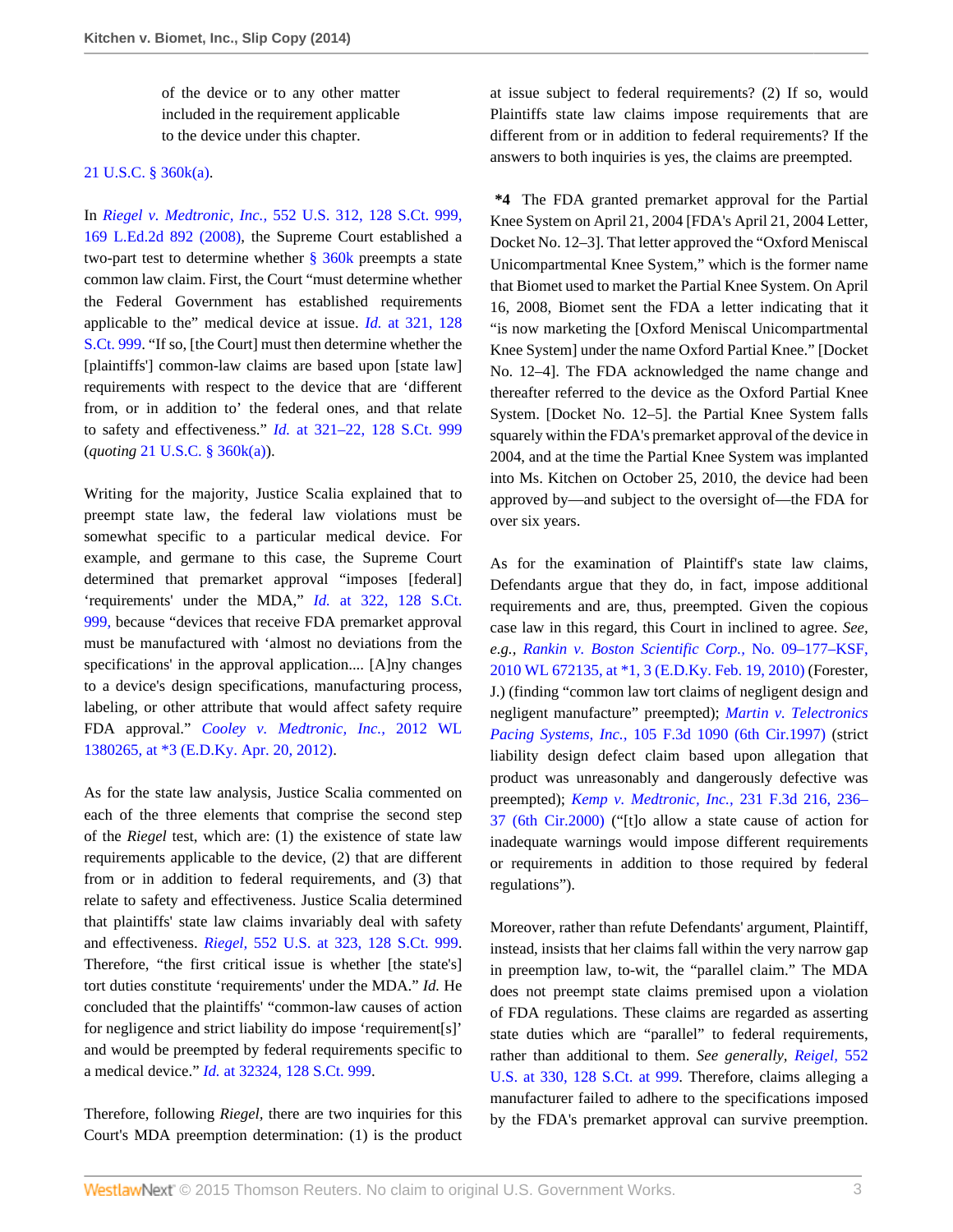of the device or to any other matter included in the requirement applicable to the device under this chapter.

21 U.S.C. § 360k(a).

In *Riegel v. Medtronic, Inc.,* 552 U.S. 312, 128 S.Ct. 999, 169 L.Ed.2d 892 (2008), the Supreme Court established a two-part test to determine whether § 360k preempts a state common law claim. First, the Court "must determine whether the Federal Government has established requirements applicable to the" medical device at issue. *Id.* at 321, 128 S.Ct. 999. "If so, [the Court] must then determine whether the [plaintiffs'] common-law claims are based upon [state law] requirements with respect to the device that are 'different from, or in addition to' the federal ones, and that relate to safety and effectiveness." *Id.* at 321–22, 128 S.Ct. 999 (*quoting* 21 U.S.C. § 360k(a)).

Writing for the majority, Justice Scalia explained that to preempt state law, the federal law violations must be somewhat specific to a particular medical device. For example, and germane to this case, the Supreme Court determined that premarket approval "imposes [federal] 'requirements' under the MDA," *Id.* at 322, 128 S.Ct. 999, because "devices that receive FDA premarket approval must be manufactured with 'almost no deviations from the specifications' in the approval application.... [A]ny changes to a device's design specifications, manufacturing process, labeling, or other attribute that would affect safety require FDA approval." *Cooley v. Medtronic, Inc.,* 2012 WL 1380265, at *3 (E.D.Ky. Apr. 20, 2012).

As for the state law analysis, Justice Scalia commented on each of the three elements that comprise the second step of the *Riegel* test, which are: (1) the existence of state law requirements applicable to the device, (2) that are different from or in addition to federal requirements, and (3) that relate to safety and effectiveness. Justice Scalia determined that plaintiffs' state law claims invariably deal with safety and effectiveness. *Riegel,* 552 U.S. at 323, 128 S.Ct. 999. Therefore, "the first critical issue is whether [the state's] tort duties constitute 'requirements' under the MDA." *Id.* He concluded that the plaintiffs' "common-law causes of action for negligence and strict liability do impose 'requirement[s]' and would be preempted by federal requirements specific to a medical device." *Id.* at 32324, 128 S.Ct. 999.

Therefore, following *Riegel,* there are two inquiries for this Court's MDA preemption determination: (1) is the product at issue subject to federal requirements? (2) If so, would Plaintiffs state law claims impose requirements that are different from or in addition to federal requirements? If the answers to both inquiries is yes, the claims are preempted.

**\*4** The FDA granted premarket approval for the Partial Knee System on April 21, 2004 [FDA's April 21, 2004 Letter, Docket No. 12–3]. That letter approved the "Oxford Meniscal Unicompartmental Knee System," which is the former name that Biomet used to market the Partial Knee System. On April 16, 2008, Biomet sent the FDA a letter indicating that it "is now marketing the [Oxford Meniscal Unicompartmental Knee System] under the name Oxford Partial Knee." [Docket No. 12–4]. The FDA acknowledged the name change and thereafter referred to the device as the Oxford Partial Knee System. [Docket No. 12–5]. the Partial Knee System falls squarely within the FDA's premarket approval of the device in 2004, and at the time the Partial Knee System was implanted into Ms. Kitchen on October 25, 2010, the device had been approved by—and subject to the oversight of—the FDA for over six years.

As for the examination of Plaintiff's state law claims, Defendants argue that they do, in fact, impose additional requirements and are, thus, preempted. Given the copious case law in this regard, this Court in inclined to agree. *See, e.g., Rankin v. Boston Scientific Corp.,* No. 09–177–KSF, 2010 WL 672135, at *1, 3 (E.D.Ky. Feb. 19, 2010) (Forester, J.) (finding "common law tort claims of negligent design and negligent manufacture" preempted); *Martin v. Telectronics Pacing Systems, Inc.,* 105 F.3d 1090 (6th Cir.1997) (strict liability design defect claim based upon allegation that product was unreasonably and dangerously defective was preempted); *Kemp v. Medtronic, Inc.,* 231 F.3d 216, 236–37 (6th Cir.2000) ("[t]o allow a state cause of action for inadequate warnings would impose different requirements or requirements in addition to those required by federal regulations").

Moreover, rather than refute Defendants' argument, Plaintiff, instead, insists that her claims fall within the very narrow gap in preemption law, to-wit, the "parallel claim." The MDA does not preempt state claims premised upon a violation of FDA regulations. These claims are regarded as asserting state duties which are "parallel" to federal requirements, rather than additional to them. *See generally, Reigel,* 552 U.S. at 330, 128 S.Ct. at 999. Therefore, claims alleging a manufacturer failed to adhere to the specifications imposed by the FDA's premarket approval can survive preemption.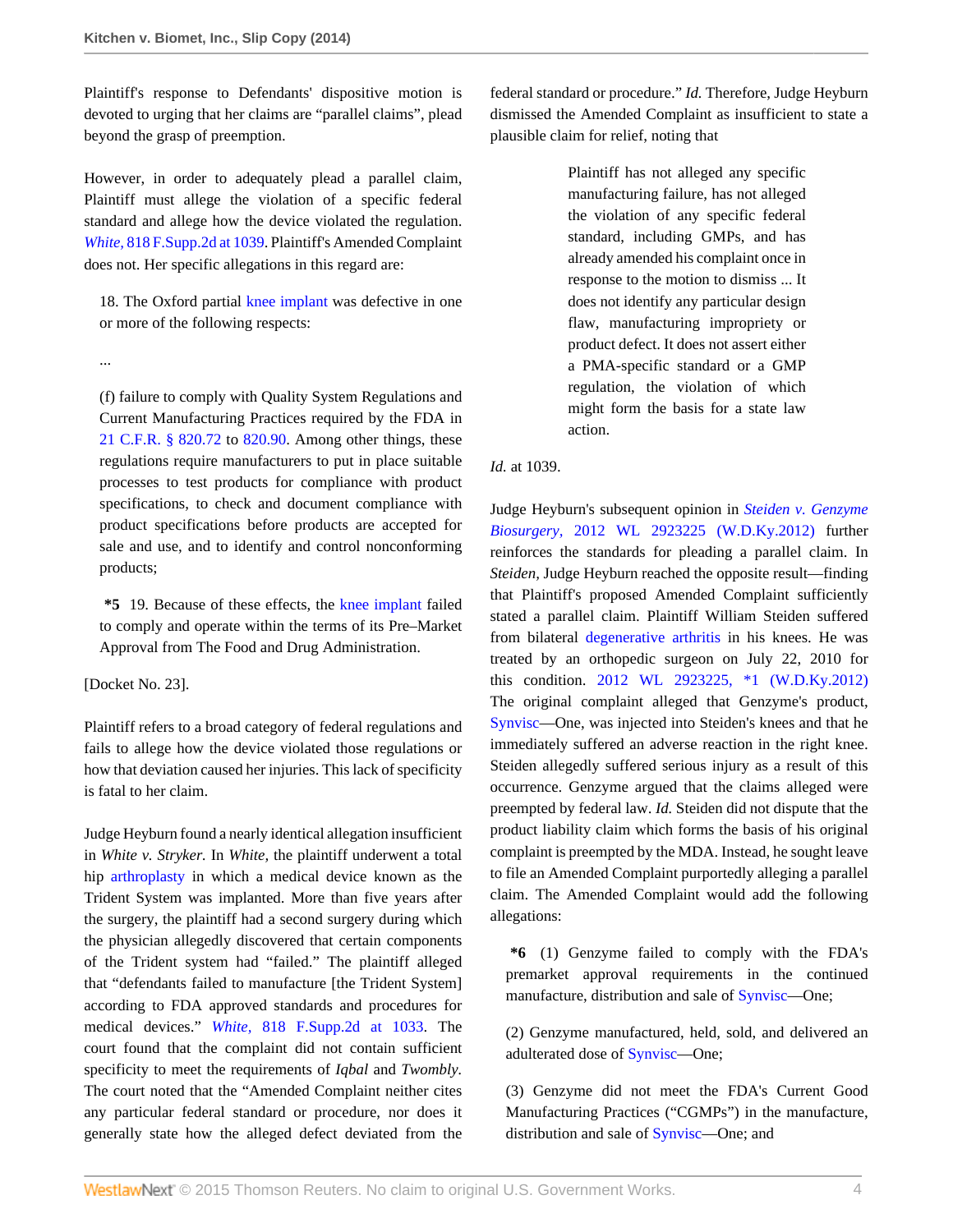Plaintiff's response to Defendants' dispositive motion is devoted to urging that her claims are "parallel claims", plead beyond the grasp of preemption.

However, in order to adequately plead a parallel claim, Plaintiff must allege the violation of a specific federal standard and allege how the device violated the regulation. *White,* 818 F.Supp.2d at 1039. Plaintiff's Amended Complaint does not. Her specific allegations in this regard are:

> 18. The Oxford partial knee implant was defective in one or more of the following respects:
>
> ...
>
> (f) failure to comply with Quality System Regulations and Current Manufacturing Practices required by the FDA in 21 C.F.R. § 820.72 to 820.90. Among other things, these regulations require manufacturers to put in place suitable processes to test products for compliance with product specifications, to check and document compliance with product specifications before products are accepted for sale and use, and to identify and control nonconforming products;
>
> **\*5** 19. Because of these effects, the knee implant failed to comply and operate within the terms of its Pre–Market Approval from The Food and Drug Administration.

[Docket No. 23].

Plaintiff refers to a broad category of federal regulations and fails to allege how the device violated those regulations or how that deviation caused her injuries. This lack of specificity is fatal to her claim.

Judge Heyburn found a nearly identical allegation insufficient in *White v. Stryker.* In *White,* the plaintiff underwent a total hip arthroplasty in which a medical device known as the Trident System was implanted. More than five years after the surgery, the plaintiff had a second surgery during which the physician allegedly discovered that certain components of the Trident system had "failed." The plaintiff alleged that "defendants failed to manufacture [the Trident System] according to FDA approved standards and procedures for medical devices." *White,* 818 F.Supp.2d at 1033. The court found that the complaint did not contain sufficient specificity to meet the requirements of *Iqbal* and *Twombly.* The court noted that the "Amended Complaint neither cites any particular federal standard or procedure, nor does it generally state how the alleged defect deviated from the federal standard or procedure." *Id.* Therefore, Judge Heyburn dismissed the Amended Complaint as insufficient to state a plausible claim for relief, noting that

> Plaintiff has not alleged any specific manufacturing failure, has not alleged the violation of any specific federal standard, including GMPs, and has already amended his complaint once in response to the motion to dismiss ... It does not identify any particular design flaw, manufacturing impropriety or product defect. It does not assert either a PMA-specific standard or a GMP regulation, the violation of which might form the basis for a state law action.

*Id.* at 1039.

Judge Heyburn's subsequent opinion in *Steiden v. Genzyme Biosurgery,* 2012 WL 2923225 (W.D.Ky.2012) further reinforces the standards for pleading a parallel claim. In *Steiden,* Judge Heyburn reached the opposite result—finding that Plaintiff's proposed Amended Complaint sufficiently stated a parallel claim. Plaintiff William Steiden suffered from bilateral degenerative arthritis in his knees. He was treated by an orthopedic surgeon on July 22, 2010 for this condition. 2012 WL 2923225, \*1 (W.D.Ky.2012) The original complaint alleged that Genzyme's product, Synvisc—One, was injected into Steiden's knees and that he immediately suffered an adverse reaction in the right knee. Steiden allegedly suffered serious injury as a result of this occurrence. Genzyme argued that the claims alleged were preempted by federal law. *Id.* Steiden did not dispute that the product liability claim which forms the basis of his original complaint is preempted by the MDA. Instead, he sought leave to file an Amended Complaint purportedly alleging a parallel claim. The Amended Complaint would add the following allegations:

> **\*6** (1) Genzyme failed to comply with the FDA's premarket approval requirements in the continued manufacture, distribution and sale of Synvisc—One;
>
> (2) Genzyme manufactured, held, sold, and delivered an adulterated dose of Synvisc—One;
>
> (3) Genzyme did not meet the FDA's Current Good Manufacturing Practices ("CGMPs") in the manufacture, distribution and sale of Synvisc—One; and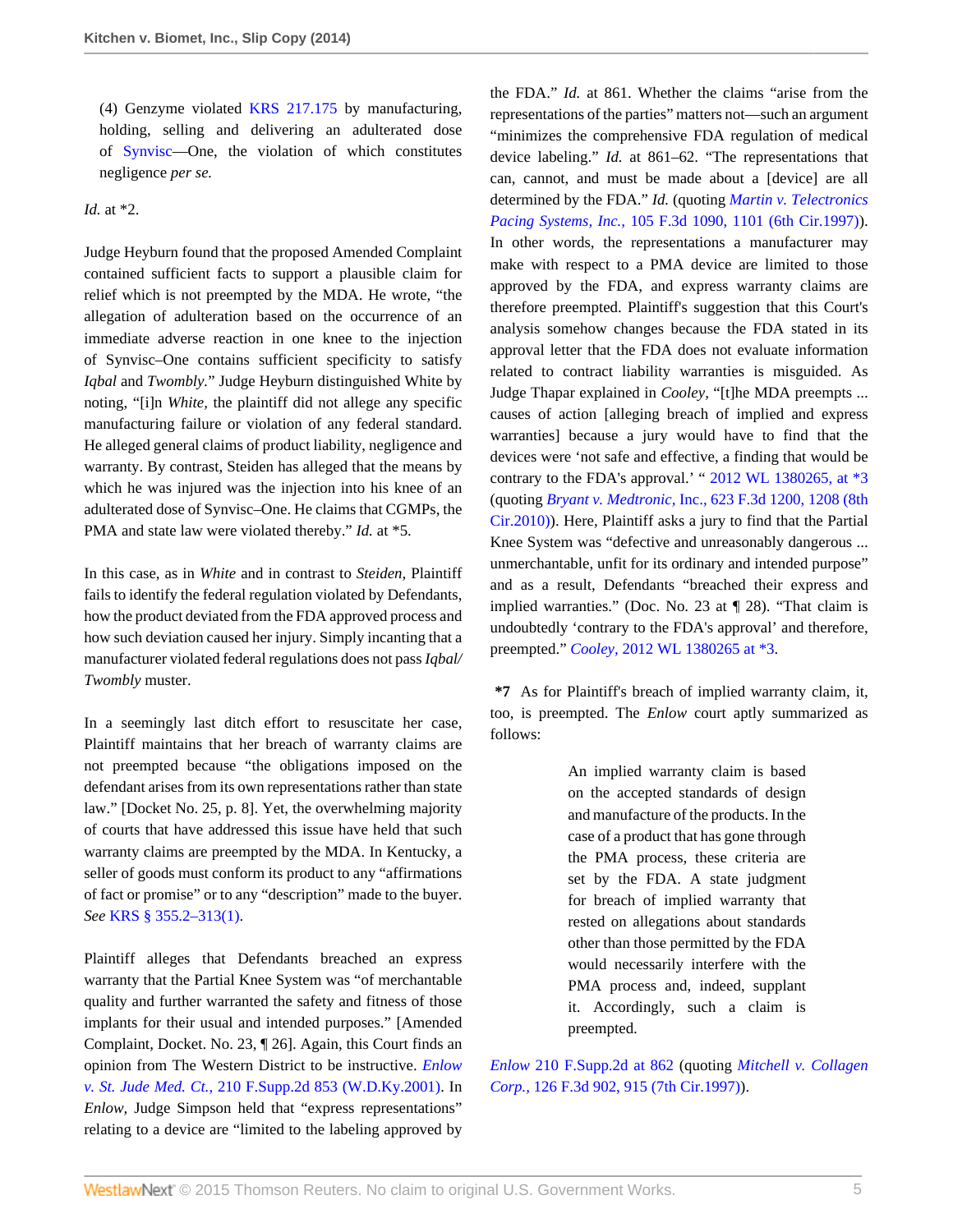(4) Genzyme violated KRS 217.175 by manufacturing, holding, selling and delivering an adulterated dose of Synvisc—One, the violation of which constitutes negligence *per se.*

*Id.* at *2.

Judge Heyburn found that the proposed Amended Complaint contained sufficient facts to support a plausible claim for relief which is not preempted by the MDA. He wrote, "the allegation of adulteration based on the occurrence of an immediate adverse reaction in one knee to the injection of Synvisc–One contains sufficient specificity to satisfy *Iqbal* and *Twombly.*" Judge Heyburn distinguished White by noting, "[i]n *White,* the plaintiff did not allege any specific manufacturing failure or violation of any federal standard. He alleged general claims of product liability, negligence and warranty. By contrast, Steiden has alleged that the means by which he was injured was the injection into his knee of an adulterated dose of Synvisc–One. He claims that CGMPs, the PMA and state law were violated thereby." *Id.* at *5.

In this case, as in *White* and in contrast to *Steiden,* Plaintiff fails to identify the federal regulation violated by Defendants, how the product deviated from the FDA approved process and how such deviation caused her injury. Simply incanting that a manufacturer violated federal regulations does not pass *Iqbal/ Twombly* muster.

In a seemingly last ditch effort to resuscitate her case, Plaintiff maintains that her breach of warranty claims are not preempted because "the obligations imposed on the defendant arises from its own representations rather than state law." [Docket No. 25, p. 8]. Yet, the overwhelming majority of courts that have addressed this issue have held that such warranty claims are preempted by the MDA. In Kentucky, a seller of goods must conform its product to any "affirmations of fact or promise" or to any "description" made to the buyer. *See* KRS § 355.2–313(1).

Plaintiff alleges that Defendants breached an express warranty that the Partial Knee System was "of merchantable quality and further warranted the safety and fitness of those implants for their usual and intended purposes." [Amended Complaint, Docket. No. 23, ¶ 26]. Again, this Court finds an opinion from The Western District to be instructive. *Enlow v. St. Jude Med. Ct.,* 210 F.Supp.2d 853 (W.D.Ky.2001). In *Enlow,* Judge Simpson held that "express representations" relating to a device are "limited to the labeling approved by the FDA." *Id.* at 861. Whether the claims "arise from the representations of the parties" matters not—such an argument "minimizes the comprehensive FDA regulation of medical device labeling." *Id.* at 861–62. "The representations that can, cannot, and must be made about a [device] are all determined by the FDA." *Id.* (quoting *Martin v. Telectronics Pacing Systems, Inc.,* 105 F.3d 1090, 1101 (6th Cir.1997)). In other words, the representations a manufacturer may make with respect to a PMA device are limited to those approved by the FDA, and express warranty claims are therefore preempted. Plaintiff's suggestion that this Court's analysis somehow changes because the FDA stated in its approval letter that the FDA does not evaluate information related to contract liability warranties is misguided. As Judge Thapar explained in *Cooley,* "[t]he MDA preempts ... causes of action [alleging breach of implied and express warranties] because a jury would have to find that the devices were 'not safe and effective, a finding that would be contrary to the FDA's approval.' " 2012 WL 1380265, at *3 (quoting *Bryant v. Medtronic,* Inc., 623 F.3d 1200, 1208 (8th Cir.2010)). Here, Plaintiff asks a jury to find that the Partial Knee System was "defective and unreasonably dangerous ... unmerchantable, unfit for its ordinary and intended purpose" and as a result, Defendants "breached their express and implied warranties." (Doc. No. 23 at ¶ 28). "That claim is undoubtedly 'contrary to the FDA's approval' and therefore, preempted." *Cooley,* 2012 WL 1380265 at *3.

**\*7** As for Plaintiff's breach of implied warranty claim, it, too, is preempted. The *Enlow* court aptly summarized as follows:

> An implied warranty claim is based on the accepted standards of design and manufacture of the products. In the case of a product that has gone through the PMA process, these criteria are set by the FDA. A state judgment for breach of implied warranty that rested on allegations about standards other than those permitted by the FDA would necessarily interfere with the PMA process and, indeed, supplant it. Accordingly, such a claim is preempted.

*Enlow* 210 F.Supp.2d at 862 (quoting *Mitchell v. Collagen Corp.,* 126 F.3d 902, 915 (7th Cir.1997)).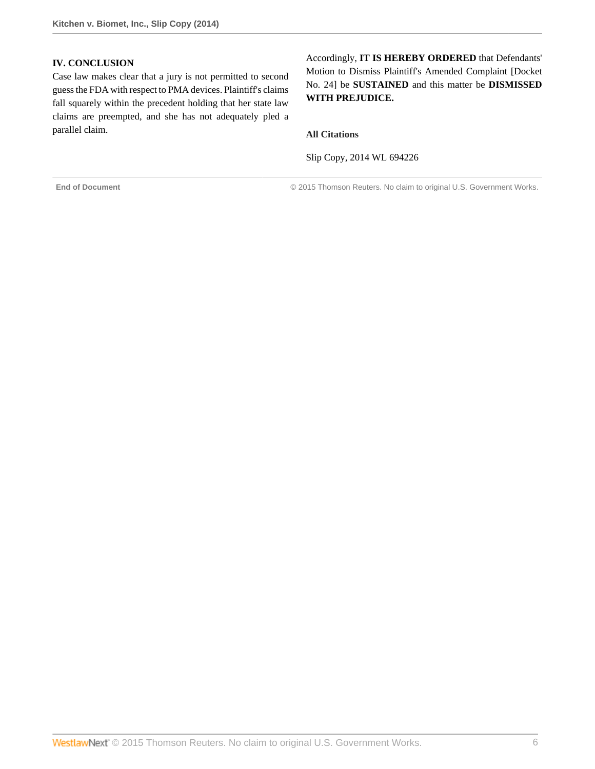## IV. CONCLUSION

Case law makes clear that a jury is not permitted to second guess the FDA with respect to PMA devices. Plaintiff's claims fall squarely within the precedent holding that her state law claims are preempted, and she has not adequately pled a parallel claim.

Accordingly, **IT IS HEREBY ORDERED** that Defendants' Motion to Dismiss Plaintiff's Amended Complaint [Docket No. 24] be **SUSTAINED** and this matter be **DISMISSED WITH PREJUDICE.**

**All Citations**

Slip Copy, 2014 WL 694226

**End of Document** © 2015 Thomson Reuters. No claim to original U.S. Government Works.